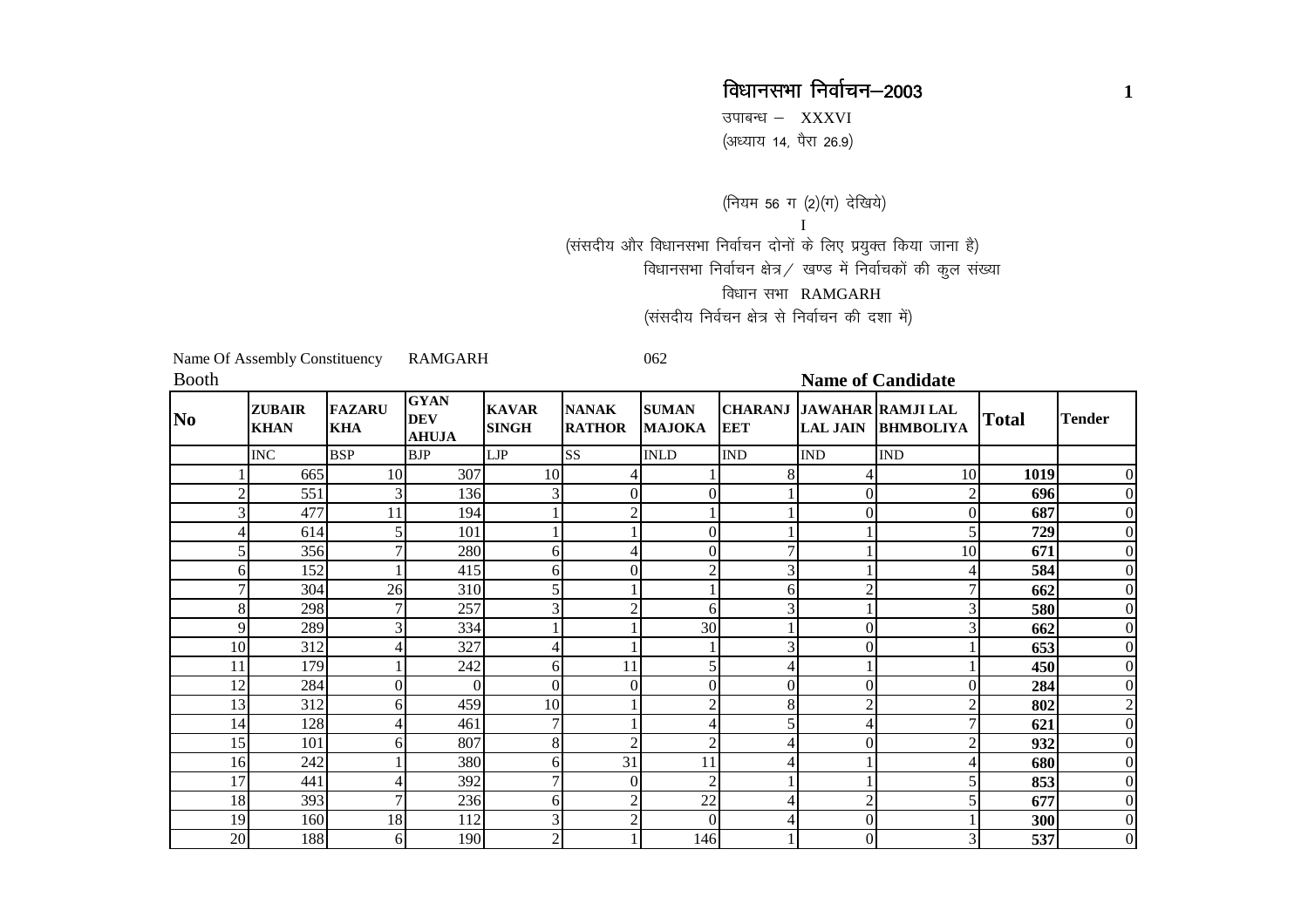# विधानसभा निर्वाचन–2003

उपाबन्ध – XXXVI

(अध्याय 14, पैरा 26.9)

(नियम 56 ग (2)(ग) देखिये)

I

(संसदीय और विधानसभा निर्वाचन दोनों के लिए प्रयुक्त किया जाना है)

विधानसभा निर्वाचन क्षेत्र / खण्ड में निर्वाचकों की कुल संख्या

विधान सभा RAMGARH

(संसदीय निर्वचन क्षेत्र से निर्वाचन की दशा में)

Name Of Assembly Constituency RAMGARH 062

| Booth | | | | | | Name of Candidate | | | | | |
|---|---|---|---|---|---|---|---|---|---|---|---|
| **No** | **ZUBAIR KHAN** | **FAZARU KHA** | **GYAN DEV AHUJA** | **KAVAR SINGH** | **NANAK RATHOR** | **SUMAN MAJOKA** | **CHARANJ EET** | **JAWAHAR LAL JAIN** | **RAMJI LAL BHMBOLIYA** | **Total** | **Tender** |
| | INC | BSP | BJP | LJP | SS | INLD | IND | IND | IND | | |
| 1 | 665 | 10 | 307 | 10 | 4 | 1 | 8 | 4 | 10 | **1019** | 0 |
| 2 | 551 | 3 | 136 | 3 | 0 | 0 | 1 | 0 | 2 | **696** | 0 |
| 3 | 477 | 11 | 194 | 1 | 2 | 1 | 1 | 0 | 0 | **687** | 0 |
| 4 | 614 | 5 | 101 | 1 | 1 | 0 | 1 | 1 | 5 | **729** | 0 |
| 5 | 356 | 7 | 280 | 6 | 4 | 0 | 7 | 1 | 10 | **671** | 0 |
| 6 | 152 | 1 | 415 | 6 | 0 | 2 | 3 | 1 | 4 | **584** | 0 |
| 7 | 304 | 26 | 310 | 5 | 1 | 1 | 6 | 2 | 7 | **662** | 0 |
| 8 | 298 | 7 | 257 | 3 | 2 | 6 | 3 | 1 | 3 | **580** | 0 |
| 9 | 289 | 3 | 334 | 1 | 1 | 30 | 1 | 0 | 3 | **662** | 0 |
| 10 | 312 | 4 | 327 | 4 | 1 | 1 | 3 | 0 | 1 | **653** | 0 |
| 11 | 179 | 1 | 242 | 6 | 11 | 5 | 4 | 1 | 1 | **450** | 0 |
| 12 | 284 | 0 | 0 | 0 | 0 | 0 | 0 | 0 | 0 | **284** | 0 |
| 13 | 312 | 6 | 459 | 10 | 1 | 2 | 8 | 2 | 2 | **802** | 2 |
| 14 | 128 | 4 | 461 | 7 | 1 | 4 | 5 | 4 | 7 | **621** | 0 |
| 15 | 101 | 6 | 807 | 8 | 2 | 2 | 4 | 0 | 2 | **932** | 0 |
| 16 | 242 | 1 | 380 | 6 | 31 | 11 | 4 | 1 | 4 | **680** | 0 |
| 17 | 441 | 4 | 392 | 7 | 0 | 2 | 1 | 1 | 5 | **853** | 0 |
| 18 | 393 | 7 | 236 | 6 | 2 | 22 | 4 | 2 | 5 | **677** | 0 |
| 19 | 160 | 18 | 112 | 3 | 2 | 0 | 4 | 0 | 1 | **300** | 0 |
| 20 | 188 | 6 | 190 | 2 | 1 | 146 | 1 | 0 | 3 | **537** | 0 |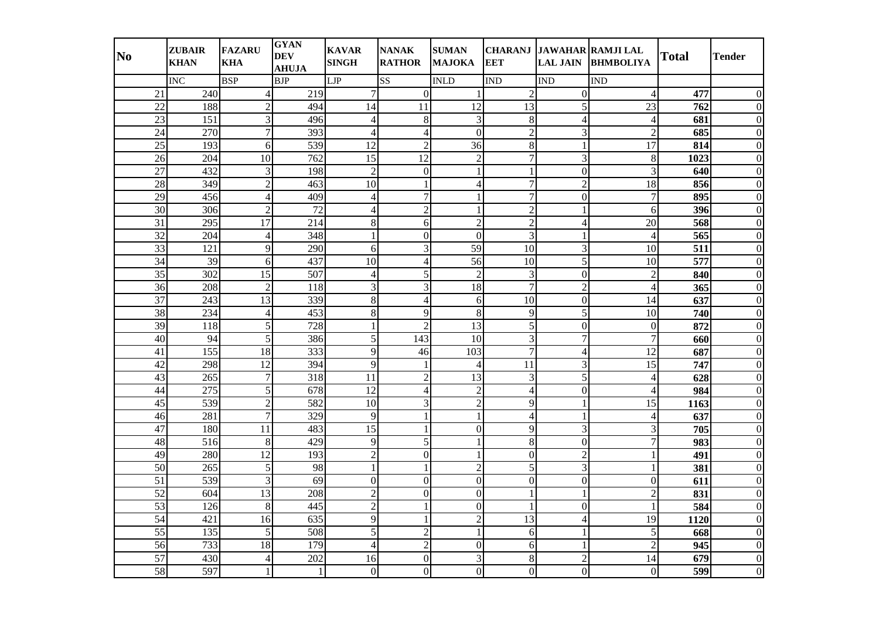| No | ZUBAIR KHAN | FAZARU KHA | GYAN DEV AHUJA | KAVAR SINGH | NANAK RATHOR | SUMAN MAJOKA | CHARANJEET | JAWAHAR LAL JAIN | RAMJI LAL BHMBOLIYA | Total | Tender |
|---|---|---|---|---|---|---|---|---|---|---|---|
| | INC | BSP | BJP | LJP | SS | INLD | IND | IND | IND | | |
| 21 | 240 | 4 | 219 | 7 | 0 | 1 | 2 | 0 | 4 | **477** | 0 |
| 22 | 188 | 2 | 494 | 14 | 11 | 12 | 13 | 5 | 23 | **762** | 0 |
| 23 | 151 | 3 | 496 | 4 | 8 | 3 | 8 | 4 | 4 | **681** | 0 |
| 24 | 270 | 7 | 393 | 4 | 4 | 0 | 2 | 3 | 2 | **685** | 0 |
| 25 | 193 | 6 | 539 | 12 | 2 | 36 | 8 | 1 | 17 | **814** | 0 |
| 26 | 204 | 10 | 762 | 15 | 12 | 2 | 7 | 3 | 8 | **1023** | 0 |
| 27 | 432 | 3 | 198 | 2 | 0 | 1 | 1 | 0 | 3 | **640** | 0 |
| 28 | 349 | 2 | 463 | 10 | 1 | 4 | 7 | 2 | 18 | **856** | 0 |
| 29 | 456 | 4 | 409 | 4 | 7 | 1 | 7 | 0 | 7 | **895** | 0 |
| 30 | 306 | 2 | 72 | 4 | 2 | 1 | 2 | 1 | 6 | **396** | 0 |
| 31 | 295 | 17 | 214 | 8 | 6 | 2 | 2 | 4 | 20 | **568** | 0 |
| 32 | 204 | 4 | 348 | 1 | 0 | 0 | 3 | 1 | 4 | **565** | 0 |
| 33 | 121 | 9 | 290 | 6 | 3 | 59 | 10 | 3 | 10 | **511** | 0 |
| 34 | 39 | 6 | 437 | 10 | 4 | 56 | 10 | 5 | 10 | **577** | 0 |
| 35 | 302 | 15 | 507 | 4 | 5 | 2 | 3 | 0 | 2 | **840** | 0 |
| 36 | 208 | 2 | 118 | 3 | 3 | 18 | 7 | 2 | 4 | **365** | 0 |
| 37 | 243 | 13 | 339 | 8 | 4 | 6 | 10 | 0 | 14 | **637** | 0 |
| 38 | 234 | 4 | 453 | 8 | 9 | 8 | 9 | 5 | 10 | **740** | 0 |
| 39 | 118 | 5 | 728 | 1 | 2 | 13 | 5 | 0 | 0 | **872** | 0 |
| 40 | 94 | 5 | 386 | 5 | 143 | 10 | 3 | 7 | 7 | **660** | 0 |
| 41 | 155 | 18 | 333 | 9 | 46 | 103 | 7 | 4 | 12 | **687** | 0 |
| 42 | 298 | 12 | 394 | 9 | 1 | 4 | 11 | 3 | 15 | **747** | 0 |
| 43 | 265 | 7 | 318 | 11 | 2 | 13 | 3 | 5 | 4 | **628** | 0 |
| 44 | 275 | 5 | 678 | 12 | 4 | 2 | 4 | 0 | 4 | **984** | 0 |
| 45 | 539 | 2 | 582 | 10 | 3 | 2 | 9 | 1 | 15 | **1163** | 0 |
| 46 | 281 | 7 | 329 | 9 | 1 | 1 | 4 | 1 | 4 | **637** | 0 |
| 47 | 180 | 11 | 483 | 15 | 1 | 0 | 9 | 3 | 3 | **705** | 0 |
| 48 | 516 | 8 | 429 | 9 | 5 | 1 | 8 | 0 | 7 | **983** | 0 |
| 49 | 280 | 12 | 193 | 2 | 0 | 1 | 0 | 2 | 1 | **491** | 0 |
| 50 | 265 | 5 | 98 | 1 | 1 | 2 | 5 | 3 | 1 | **381** | 0 |
| 51 | 539 | 3 | 69 | 0 | 0 | 0 | 0 | 0 | 0 | **611** | 0 |
| 52 | 604 | 13 | 208 | 2 | 0 | 0 | 1 | 1 | 2 | **831** | 0 |
| 53 | 126 | 8 | 445 | 2 | 1 | 0 | 1 | 0 | 1 | **584** | 0 |
| 54 | 421 | 16 | 635 | 9 | 1 | 2 | 13 | 4 | 19 | **1120** | 0 |
| 55 | 135 | 5 | 508 | 5 | 2 | 1 | 6 | 1 | 5 | **668** | 0 |
| 56 | 733 | 18 | 179 | 4 | 2 | 0 | 6 | 1 | 2 | **945** | 0 |
| 57 | 430 | 4 | 202 | 16 | 0 | 3 | 8 | 2 | 14 | **679** | 0 |
| 58 | 597 | 1 | 1 | 0 | 0 | 0 | 0 | 0 | 0 | **599** | 0 |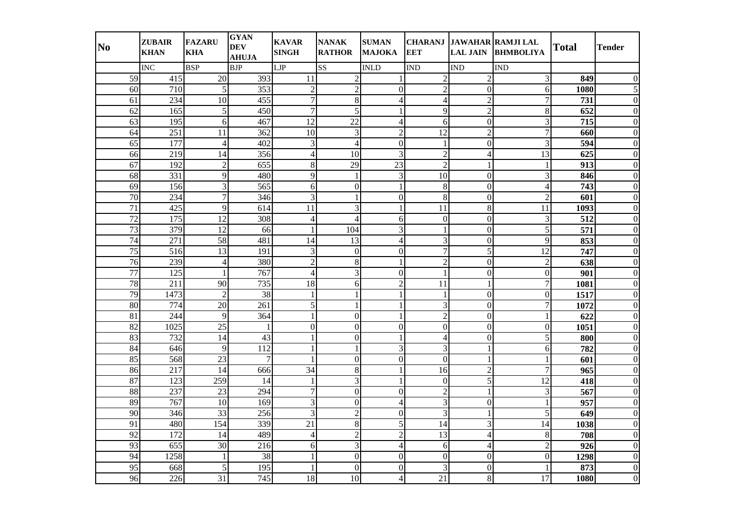| No | ZUBAIR KHAN | FAZARU KHA | GYAN DEV AHUJA | KAVAR SINGH | NANAK RATHOR | SUMAN MAJOKA | CHARANJ EET | JAWAHAR LAL JAIN | RAMJI LAL BHMBOLIYA | Total | Tender |
|---|---|---|---|---|---|---|---|---|---|---|---|
| | INC | BSP | BJP | LJP | SS | INLD | IND | IND | IND | | |
| 59 | 415 | 20 | 393 | 11 | 2 | 1 | 2 | 2 | 3 | **849** | 0 |
| 60 | 710 | 5 | 353 | 2 | 2 | 0 | 2 | 0 | 6 | **1080** | 5 |
| 61 | 234 | 10 | 455 | 7 | 8 | 4 | 4 | 2 | 7 | **731** | 0 |
| 62 | 165 | 5 | 450 | 7 | 5 | 1 | 9 | 2 | 8 | **652** | 0 |
| 63 | 195 | 6 | 467 | 12 | 22 | 4 | 6 | 0 | 3 | **715** | 0 |
| 64 | 251 | 11 | 362 | 10 | 3 | 2 | 12 | 2 | 7 | **660** | 0 |
| 65 | 177 | 4 | 402 | 3 | 4 | 0 | 1 | 0 | 3 | **594** | 0 |
| 66 | 219 | 14 | 356 | 4 | 10 | 3 | 2 | 4 | 13 | **625** | 0 |
| 67 | 192 | 2 | 655 | 8 | 29 | 23 | 2 | 1 | 1 | **913** | 0 |
| 68 | 331 | 9 | 480 | 9 | 1 | 3 | 10 | 0 | 3 | **846** | 0 |
| 69 | 156 | 3 | 565 | 6 | 0 | 1 | 8 | 0 | 4 | **743** | 0 |
| 70 | 234 | 7 | 346 | 3 | 1 | 0 | 8 | 0 | 2 | **601** | 0 |
| 71 | 425 | 9 | 614 | 11 | 3 | 1 | 11 | 8 | 11 | **1093** | 0 |
| 72 | 175 | 12 | 308 | 4 | 4 | 6 | 0 | 0 | 3 | **512** | 0 |
| 73 | 379 | 12 | 66 | 1 | 104 | 3 | 1 | 0 | 5 | **571** | 0 |
| 74 | 271 | 58 | 481 | 14 | 13 | 4 | 3 | 0 | 9 | **853** | 0 |
| 75 | 516 | 13 | 191 | 3 | 0 | 0 | 7 | 5 | 12 | **747** | 0 |
| 76 | 239 | 4 | 380 | 2 | 8 | 1 | 2 | 0 | 2 | **638** | 0 |
| 77 | 125 | 1 | 767 | 4 | 3 | 0 | 1 | 0 | 0 | **901** | 0 |
| 78 | 211 | 90 | 735 | 18 | 6 | 2 | 11 | 1 | 7 | **1081** | 0 |
| 79 | 1473 | 2 | 38 | 1 | 1 | 1 | 1 | 0 | 0 | **1517** | 0 |
| 80 | 774 | 20 | 261 | 5 | 1 | 1 | 3 | 0 | 7 | **1072** | 0 |
| 81 | 244 | 9 | 364 | 1 | 0 | 1 | 2 | 0 | 1 | **622** | 0 |
| 82 | 1025 | 25 | 1 | 0 | 0 | 0 | 0 | 0 | 0 | **1051** | 0 |
| 83 | 732 | 14 | 43 | 1 | 0 | 1 | 4 | 0 | 5 | **800** | 0 |
| 84 | 646 | 9 | 112 | 1 | 1 | 3 | 3 | 1 | 6 | **782** | 0 |
| 85 | 568 | 23 | 7 | 1 | 0 | 0 | 0 | 1 | 1 | **601** | 0 |
| 86 | 217 | 14 | 666 | 34 | 8 | 1 | 16 | 2 | 7 | **965** | 0 |
| 87 | 123 | 259 | 14 | 1 | 3 | 1 | 0 | 5 | 12 | **418** | 0 |
| 88 | 237 | 23 | 294 | 7 | 0 | 0 | 2 | 1 | 3 | **567** | 0 |
| 89 | 767 | 10 | 169 | 3 | 0 | 4 | 3 | 0 | 1 | **957** | 0 |
| 90 | 346 | 33 | 256 | 3 | 2 | 0 | 3 | 1 | 5 | **649** | 0 |
| 91 | 480 | 154 | 339 | 21 | 8 | 5 | 14 | 3 | 14 | **1038** | 0 |
| 92 | 172 | 14 | 489 | 4 | 2 | 2 | 13 | 4 | 8 | **708** | 0 |
| 93 | 655 | 30 | 216 | 6 | 3 | 4 | 6 | 4 | 2 | **926** | 0 |
| 94 | 1258 | 1 | 38 | 1 | 0 | 0 | 0 | 0 | 0 | **1298** | 0 |
| 95 | 668 | 5 | 195 | 1 | 0 | 0 | 3 | 0 | 1 | **873** | 0 |
| 96 | 226 | 31 | 745 | 18 | 10 | 4 | 21 | 8 | 17 | **1080** | 0 |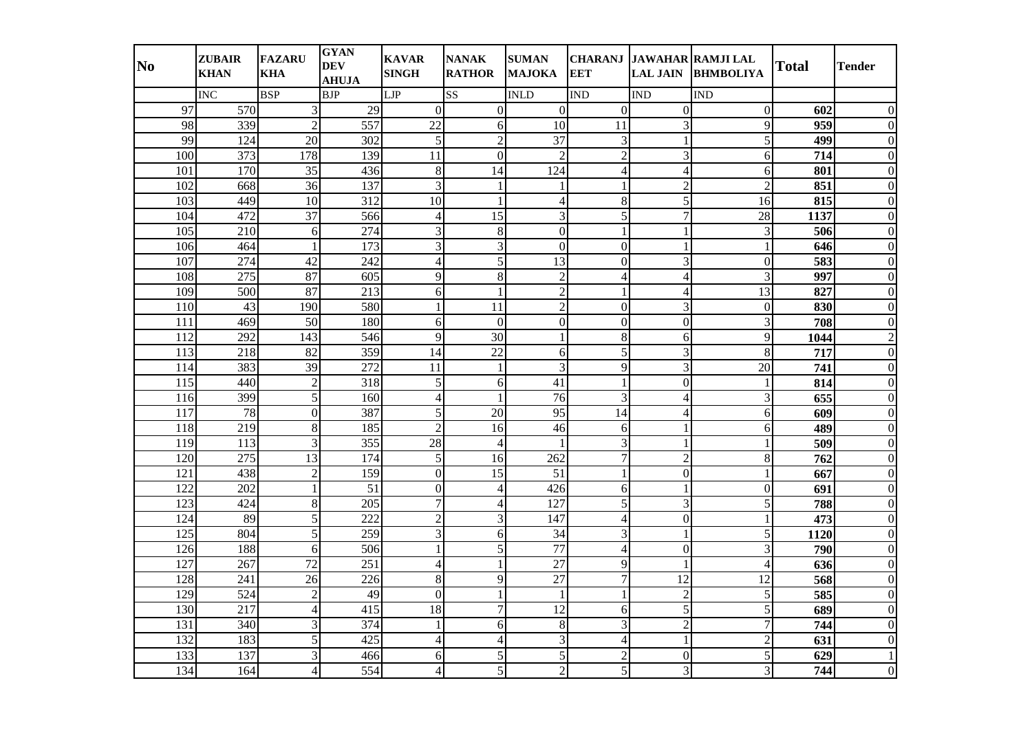| No | ZUBAIR KHAN | FAZARU KHA | GYAN DEV AHUJA | KAVAR SINGH | NANAK RATHOR | SUMAN MAJOKA | CHARANJ EET | JAWAHAR LAL JAIN | RAMJI LAL BHMBOLIYA | Total | Tender |
|---|---|---|---|---|---|---|---|---|---|---|---|
| | INC | BSP | BJP | LJP | SS | INLD | IND | IND | IND | | |
| 97 | 570 | 3 | 29 | 0 | 0 | 0 | 0 | 0 | 0 | **602** | 0 |
| 98 | 339 | 2 | 557 | 22 | 6 | 10 | 11 | 3 | 9 | **959** | 0 |
| 99 | 124 | 20 | 302 | 5 | 2 | 37 | 3 | 1 | 5 | **499** | 0 |
| 100 | 373 | 178 | 139 | 11 | 0 | 2 | 2 | 3 | 6 | **714** | 0 |
| 101 | 170 | 35 | 436 | 8 | 14 | 124 | 4 | 4 | 6 | **801** | 0 |
| 102 | 668 | 36 | 137 | 3 | 1 | 1 | 1 | 2 | 2 | **851** | 0 |
| 103 | 449 | 10 | 312 | 10 | 1 | 4 | 8 | 5 | 16 | **815** | 0 |
| 104 | 472 | 37 | 566 | 4 | 15 | 3 | 5 | 7 | 28 | **1137** | 0 |
| 105 | 210 | 6 | 274 | 3 | 8 | 0 | 1 | 1 | 3 | **506** | 0 |
| 106 | 464 | 1 | 173 | 3 | 3 | 0 | 0 | 1 | 1 | **646** | 0 |
| 107 | 274 | 42 | 242 | 4 | 5 | 13 | 0 | 3 | 0 | **583** | 0 |
| 108 | 275 | 87 | 605 | 9 | 8 | 2 | 4 | 4 | 3 | **997** | 0 |
| 109 | 500 | 87 | 213 | 6 | 1 | 2 | 1 | 4 | 13 | **827** | 0 |
| 110 | 43 | 190 | 580 | 1 | 11 | 2 | 0 | 3 | 0 | **830** | 0 |
| 111 | 469 | 50 | 180 | 6 | 0 | 0 | 0 | 0 | 3 | **708** | 0 |
| 112 | 292 | 143 | 546 | 9 | 30 | 1 | 8 | 6 | 9 | **1044** | 2 |
| 113 | 218 | 82 | 359 | 14 | 22 | 6 | 5 | 3 | 8 | **717** | 0 |
| 114 | 383 | 39 | 272 | 11 | 1 | 3 | 9 | 3 | 20 | **741** | 0 |
| 115 | 440 | 2 | 318 | 5 | 6 | 41 | 1 | 0 | 1 | **814** | 0 |
| 116 | 399 | 5 | 160 | 4 | 1 | 76 | 3 | 4 | 3 | **655** | 0 |
| 117 | 78 | 0 | 387 | 5 | 20 | 95 | 14 | 4 | 6 | **609** | 0 |
| 118 | 219 | 8 | 185 | 2 | 16 | 46 | 6 | 1 | 6 | **489** | 0 |
| 119 | 113 | 3 | 355 | 28 | 4 | 1 | 3 | 1 | 1 | **509** | 0 |
| 120 | 275 | 13 | 174 | 5 | 16 | 262 | 7 | 2 | 8 | **762** | 0 |
| 121 | 438 | 2 | 159 | 0 | 15 | 51 | 1 | 0 | 1 | **667** | 0 |
| 122 | 202 | 1 | 51 | 0 | 4 | 426 | 6 | 1 | 0 | **691** | 0 |
| 123 | 424 | 8 | 205 | 7 | 4 | 127 | 5 | 3 | 5 | **788** | 0 |
| 124 | 89 | 5 | 222 | 2 | 3 | 147 | 4 | 0 | 1 | **473** | 0 |
| 125 | 804 | 5 | 259 | 3 | 6 | 34 | 3 | 1 | 5 | **1120** | 0 |
| 126 | 188 | 6 | 506 | 1 | 5 | 77 | 4 | 0 | 3 | **790** | 0 |
| 127 | 267 | 72 | 251 | 4 | 1 | 27 | 9 | 1 | 4 | **636** | 0 |
| 128 | 241 | 26 | 226 | 8 | 9 | 27 | 7 | 12 | 12 | **568** | 0 |
| 129 | 524 | 2 | 49 | 0 | 1 | 1 | 1 | 2 | 5 | **585** | 0 |
| 130 | 217 | 4 | 415 | 18 | 7 | 12 | 6 | 5 | 5 | **689** | 0 |
| 131 | 340 | 3 | 374 | 1 | 6 | 8 | 3 | 2 | 7 | **744** | 0 |
| 132 | 183 | 5 | 425 | 4 | 4 | 3 | 4 | 1 | 2 | **631** | 0 |
| 133 | 137 | 3 | 466 | 6 | 5 | 5 | 2 | 0 | 5 | **629** | 1 |
| 134 | 164 | 4 | 554 | 4 | 5 | 2 | 5 | 3 | 3 | **744** | 0 |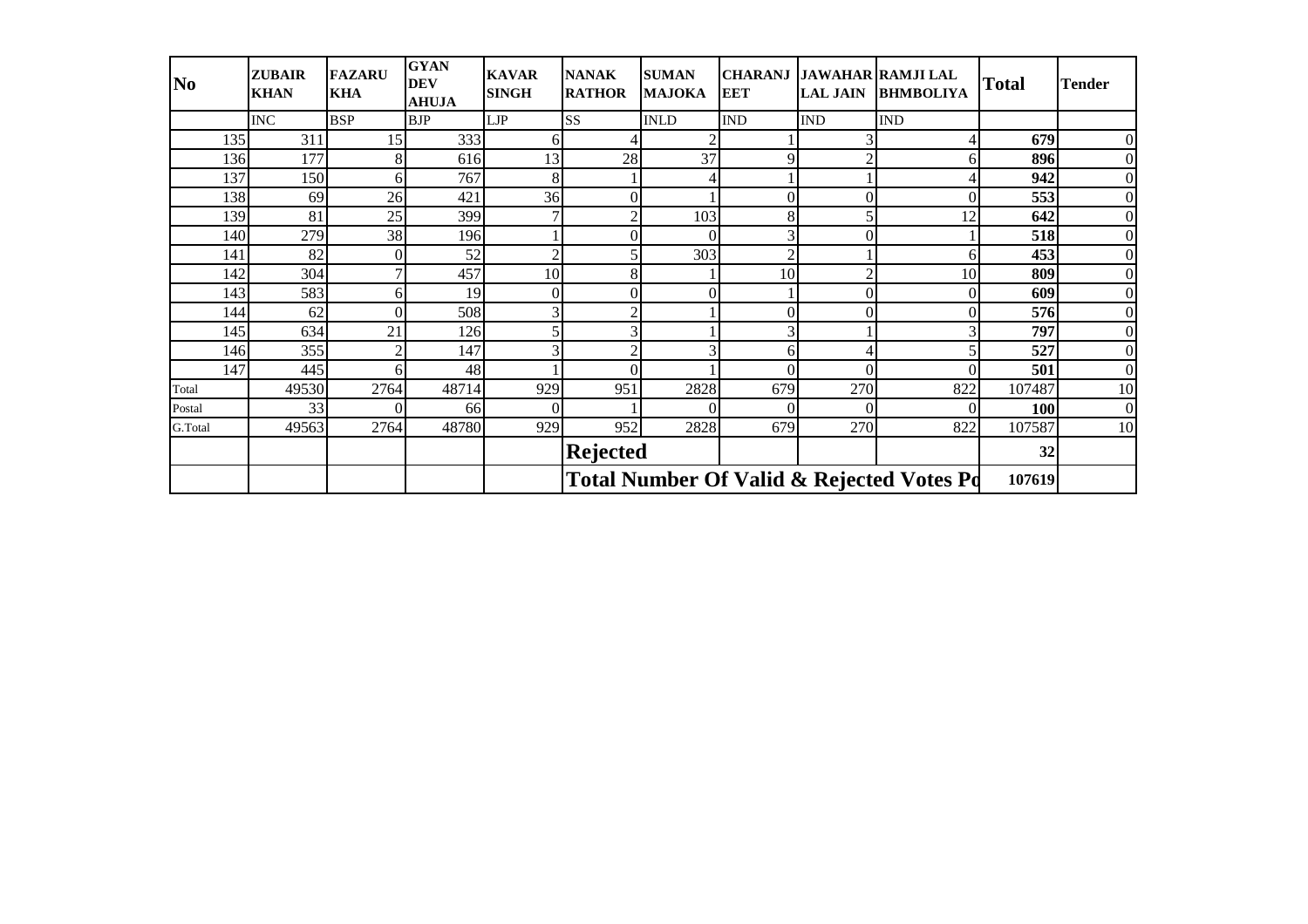| No | ZUBAIR KHAN | FAZARU KHA | GYAN DEV AHUJA | KAVAR SINGH | NANAK RATHOR | SUMAN MAJOKA | CHARANJ EET | JAWAHAR LAL JAIN | RAMJI LAL BHMBOLIYA | Total | Tender |
|---|---|---|---|---|---|---|---|---|---|---|---|
| | INC | BSP | BJP | LJP | SS | INLD | IND | IND | IND | | |
| 135 | 311 | 15 | 333 | 6 | 4 | 2 | 1 | 3 | 4 | **679** | 0 |
| 136 | 177 | 8 | 616 | 13 | 28 | 37 | 9 | 2 | 6 | **896** | 0 |
| 137 | 150 | 6 | 767 | 8 | 1 | 4 | 1 | 1 | 4 | **942** | 0 |
| 138 | 69 | 26 | 421 | 36 | 0 | 1 | 0 | 0 | 0 | **553** | 0 |
| 139 | 81 | 25 | 399 | 7 | 2 | 103 | 8 | 5 | 12 | **642** | 0 |
| 140 | 279 | 38 | 196 | 1 | 0 | 0 | 3 | 0 | 1 | **518** | 0 |
| 141 | 82 | 0 | 52 | 2 | 5 | 303 | 2 | 1 | 6 | **453** | 0 |
| 142 | 304 | 7 | 457 | 10 | 8 | 1 | 10 | 2 | 10 | **809** | 0 |
| 143 | 583 | 6 | 19 | 0 | 0 | 0 | 1 | 0 | 0 | **609** | 0 |
| 144 | 62 | 0 | 508 | 3 | 2 | 1 | 0 | 0 | 0 | **576** | 0 |
| 145 | 634 | 21 | 126 | 5 | 3 | 1 | 3 | 1 | 3 | **797** | 0 |
| 146 | 355 | 2 | 147 | 3 | 2 | 3 | 6 | 4 | 5 | **527** | 0 |
| 147 | 445 | 6 | 48 | 1 | 0 | 1 | 0 | 0 | 0 | **501** | 0 |
| Total | 49530 | 2764 | 48714 | 929 | 951 | 2828 | 679 | 270 | 822 | 107487 | 10 |
| Postal | 33 | 0 | 66 | 0 | 1 | 0 | 0 | 0 | 0 | **100** | 0 |
| G.Total | 49563 | 2764 | 48780 | 929 | 952 | 2828 | 679 | 270 | 822 | 107587 | 10 |
| | | | | | **Rejected** | | | | | **32** | |
| | | | | | **Total Number Of Valid & Rejected Votes Po** | | | | | **107619** | |